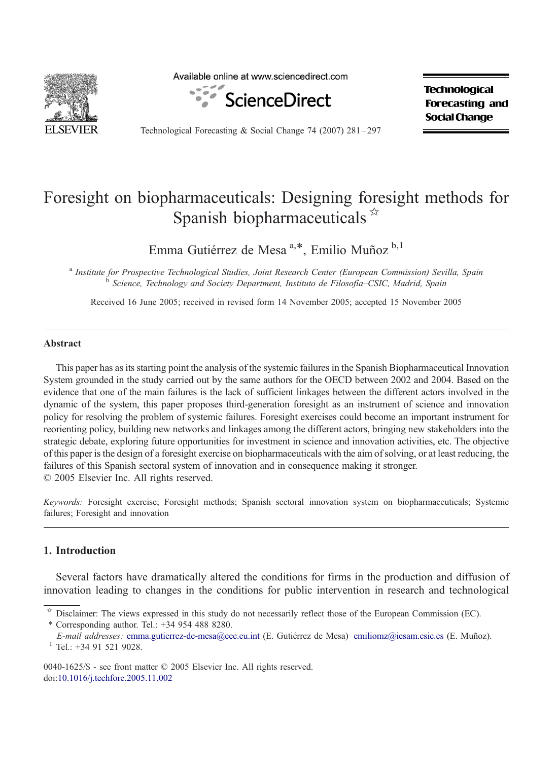# Foresight on biopharmaceuticals: Designing foresight methods for Spanish biopharmaceuticals ☆

Emma Gutiérrez de Mesa [a,*], Emilio Muñoz [b,1]

[a] Institute for Prospective Technological Studies, Joint Research Center (European Commission) Sevilla, Spain
[b] Science, Technology and Society Department, Instituto de Filosofía–CSIC, Madrid, Spain

Received 16 June 2005; received in revised form 14 November 2005; accepted 15 November 2005

## Abstract

This paper has as its starting point the analysis of the systemic failures in the Spanish Biopharmaceutical Innovation System grounded in the study carried out by the same authors for the OECD between 2002 and 2004. Based on the evidence that one of the main failures is the lack of sufficient linkages between the different actors involved in the dynamic of the system, this paper proposes third-generation foresight as an instrument of science and innovation policy for resolving the problem of systemic failures. Foresight exercises could become an important instrument for reorienting policy, building new networks and linkages among the different actors, bringing new stakeholders into the strategic debate, exploring future opportunities for investment in science and innovation activities, etc. The objective of this paper is the design of a foresight exercise on biopharmaceuticals with the aim of solving, or at least reducing, the failures of this Spanish sectoral system of innovation and in consequence making it stronger.
© 2005 Elsevier Inc. All rights reserved.

*Keywords:* Foresight exercise; Foresight methods; Spanish sectoral innovation system on biopharmaceuticals; Systemic failures; Foresight and innovation

## 1. Introduction

Several factors have dramatically altered the conditions for firms in the production and diffusion of innovation leading to changes in the conditions for public intervention in research and technological

---

☆ Disclaimer: The views expressed in this study do not necessarily reflect those of the European Commission (EC).

\* Corresponding author. Tel.: +34 954 488 8280.

*E-mail addresses:* emma.gutierrez-de-mesa@cec.eu.int (E. Gutiérrez de Mesa) emiliomz@iesam.csic.es (E. Muñoz).

[1] Tel.: +34 91 521 9028.

0040-1625/$ - see front matter © 2005 Elsevier Inc. All rights reserved.
doi:10.1016/j.techfore.2005.11.002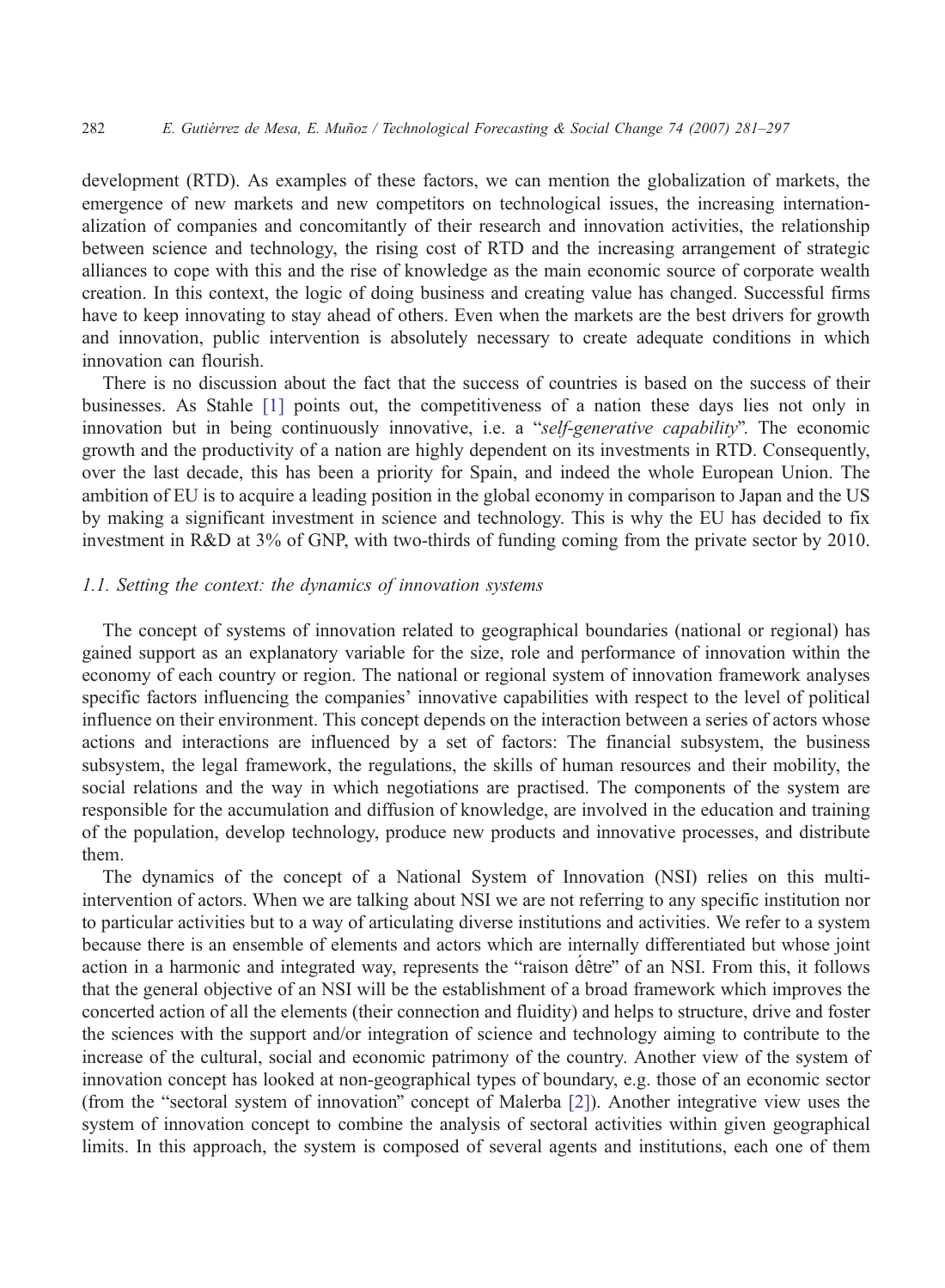development (RTD). As examples of these factors, we can mention the globalization of markets, the emergence of new markets and new competitors on technological issues, the increasing internationalization of companies and concomitantly of their research and innovation activities, the relationship between science and technology, the rising cost of RTD and the increasing arrangement of strategic alliances to cope with this and the rise of knowledge as the main economic source of corporate wealth creation. In this context, the logic of doing business and creating value has changed. Successful firms have to keep innovating to stay ahead of others. Even when the markets are the best drivers for growth and innovation, public intervention is absolutely necessary to create adequate conditions in which innovation can flourish.

There is no discussion about the fact that the success of countries is based on the success of their businesses. As Stahle [1] points out, the competitiveness of a nation these days lies not only in innovation but in being continuously innovative, i.e. a "*self-generative capability*". The economic growth and the productivity of a nation are highly dependent on its investments in RTD. Consequently, over the last decade, this has been a priority for Spain, and indeed the whole European Union. The ambition of EU is to acquire a leading position in the global economy in comparison to Japan and the US by making a significant investment in science and technology. This is why the EU has decided to fix investment in R&D at 3% of GNP, with two-thirds of funding coming from the private sector by 2010.

### *1.1. Setting the context: the dynamics of innovation systems*

The concept of systems of innovation related to geographical boundaries (national or regional) has gained support as an explanatory variable for the size, role and performance of innovation within the economy of each country or region. The national or regional system of innovation framework analyses specific factors influencing the companies' innovative capabilities with respect to the level of political influence on their environment. This concept depends on the interaction between a series of actors whose actions and interactions are influenced by a set of factors: The financial subsystem, the business subsystem, the legal framework, the regulations, the skills of human resources and their mobility, the social relations and the way in which negotiations are practised. The components of the system are responsible for the accumulation and diffusion of knowledge, are involved in the education and training of the population, develop technology, produce new products and innovative processes, and distribute them.

The dynamics of the concept of a National System of Innovation (NSI) relies on this multi-intervention of actors. When we are talking about NSI we are not referring to any specific institution nor to particular activities but to a way of articulating diverse institutions and activities. We refer to a system because there is an ensemble of elements and actors which are internally differentiated but whose joint action in a harmonic and integrated way, represents the "raison d'être" of an NSI. From this, it follows that the general objective of an NSI will be the establishment of a broad framework which improves the concerted action of all the elements (their connection and fluidity) and helps to structure, drive and foster the sciences with the support and/or integration of science and technology aiming to contribute to the increase of the cultural, social and economic patrimony of the country. Another view of the system of innovation concept has looked at non-geographical types of boundary, e.g. those of an economic sector (from the "sectoral system of innovation" concept of Malerba [2]). Another integrative view uses the system of innovation concept to combine the analysis of sectoral activities within given geographical limits. In this approach, the system is composed of several agents and institutions, each one of them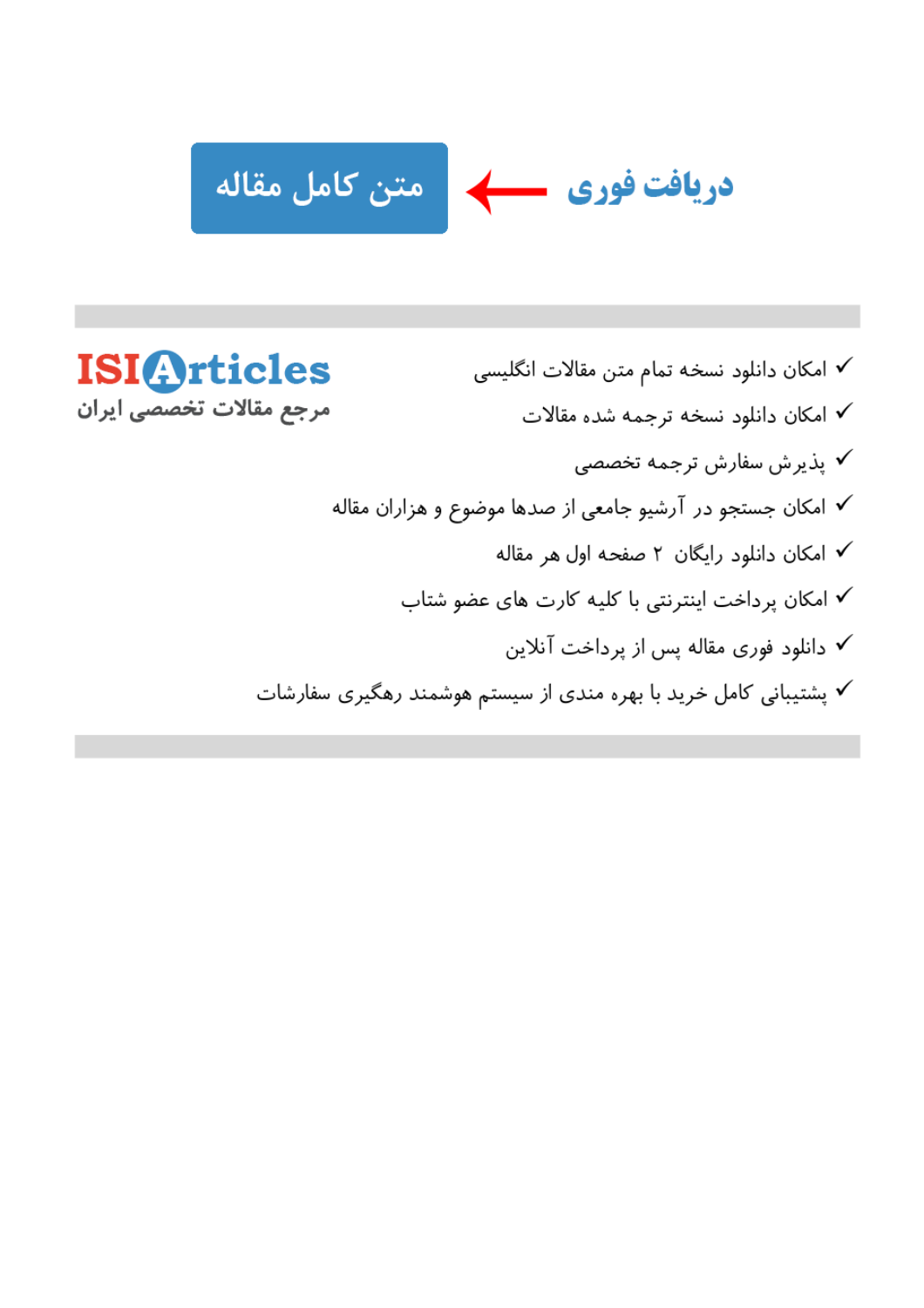دریافت فوری ← **متن کامل مقاله**

**ISIArticles**
مرجع مقالات تخصصی ایران

- ✓ امکان دانلود نسخه تمام متن مقالات انگلیسی
- ✓ امکان دانلود نسخه ترجمه شده مقالات
- ✓ پذیرش سفارش ترجمه تخصصی
- ✓ امکان جستجو در آرشیو جامعی از صدها موضوع و هزاران مقاله
- ✓ امکان دانلود رایگان ۲ صفحه اول هر مقاله
- ✓ امکان پرداخت اینترنتی با کلیه کارت های عضو شتاب
- ✓ دانلود فوری مقاله پس از پرداخت آنلاین
- ✓ پشتیبانی کامل خرید با بهره مندی از سیستم هوشمند رهگیری سفارشات